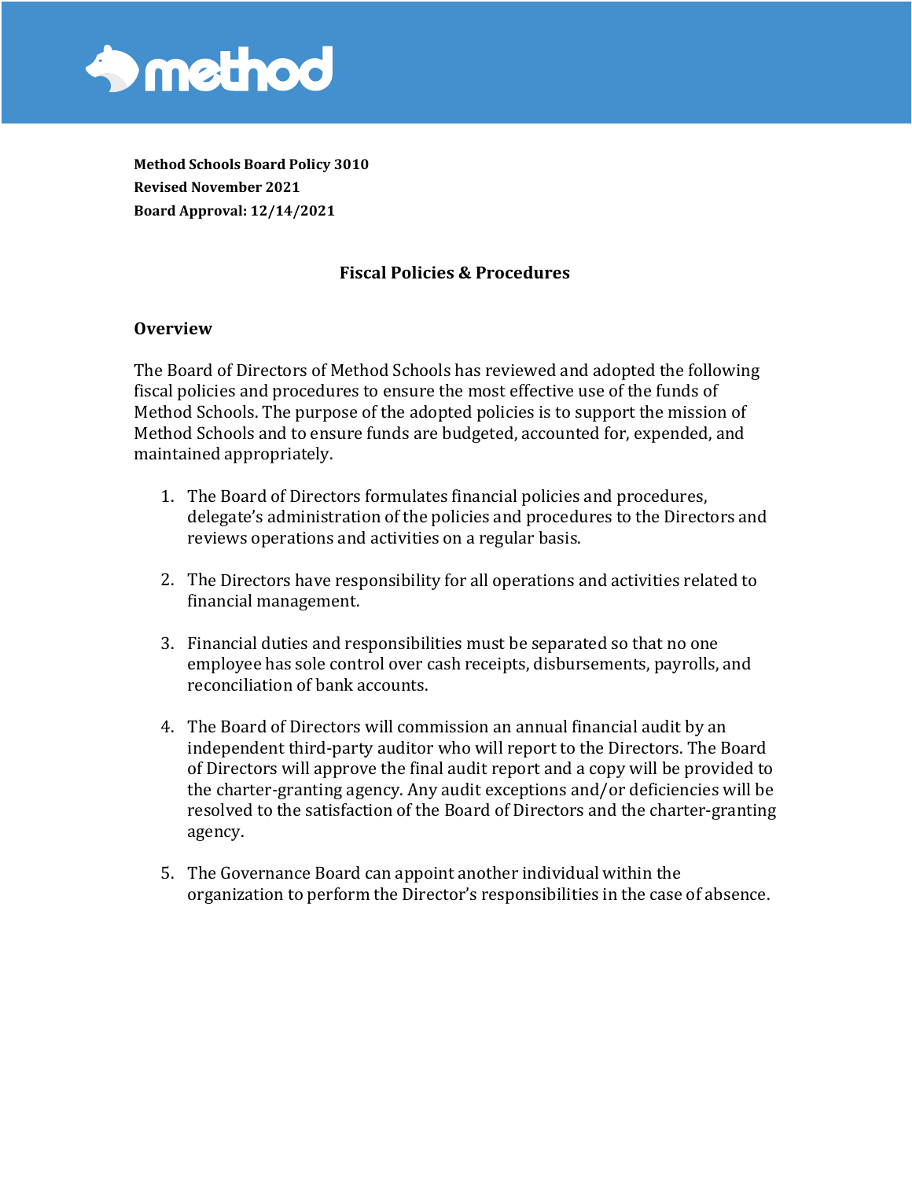**Method Schools Board Policy 3010**
**Revised November 2021**
**Board Approval: 12/14/2021**

## Fiscal Policies & Procedures

### Overview

The Board of Directors of Method Schools has reviewed and adopted the following fiscal policies and procedures to ensure the most effective use of the funds of Method Schools. The purpose of the adopted policies is to support the mission of Method Schools and to ensure funds are budgeted, accounted for, expended, and maintained appropriately.

1. The Board of Directors formulates financial policies and procedures, delegate's administration of the policies and procedures to the Directors and reviews operations and activities on a regular basis.

2. The Directors have responsibility for all operations and activities related to financial management.

3. Financial duties and responsibilities must be separated so that no one employee has sole control over cash receipts, disbursements, payrolls, and reconciliation of bank accounts.

4. The Board of Directors will commission an annual financial audit by an independent third-party auditor who will report to the Directors. The Board of Directors will approve the final audit report and a copy will be provided to the charter-granting agency. Any audit exceptions and/or deficiencies will be resolved to the satisfaction of the Board of Directors and the charter-granting agency.

5. The Governance Board can appoint another individual within the organization to perform the Director's responsibilities in the case of absence.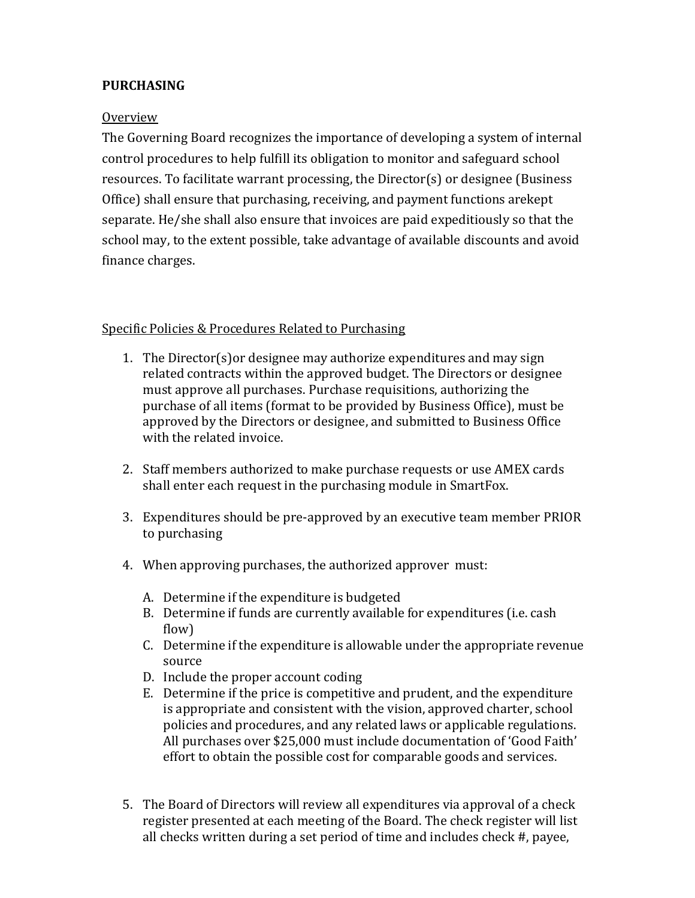**PURCHASING**

Overview

The Governing Board recognizes the importance of developing a system of internal control procedures to help fulfill its obligation to monitor and safeguard school resources. To facilitate warrant processing, the Director(s) or designee (Business Office) shall ensure that purchasing, receiving, and payment functions arekept separate. He/she shall also ensure that invoices are paid expeditiously so that the school may, to the extent possible, take advantage of available discounts and avoid finance charges.

Specific Policies & Procedures Related to Purchasing

1. The Director(s)or designee may authorize expenditures and may sign related contracts within the approved budget. The Directors or designee must approve all purchases. Purchase requisitions, authorizing the purchase of all items (format to be provided by Business Office), must be approved by the Directors or designee, and submitted to Business Office with the related invoice.

2. Staff members authorized to make purchase requests or use AMEX cards shall enter each request in the purchasing module in SmartFox.

3. Expenditures should be pre-approved by an executive team member PRIOR to purchasing

4. When approving purchases, the authorized approver must:

   A. Determine if the expenditure is budgeted
   B. Determine if funds are currently available for expenditures (i.e. cash flow)
   C. Determine if the expenditure is allowable under the appropriate revenue source
   D. Include the proper account coding
   E. Determine if the price is competitive and prudent, and the expenditure is appropriate and consistent with the vision, approved charter, school policies and procedures, and any related laws or applicable regulations. All purchases over $25,000 must include documentation of 'Good Faith' effort to obtain the possible cost for comparable goods and services.

5. The Board of Directors will review all expenditures via approval of a check register presented at each meeting of the Board. The check register will list all checks written during a set period of time and includes check #, payee,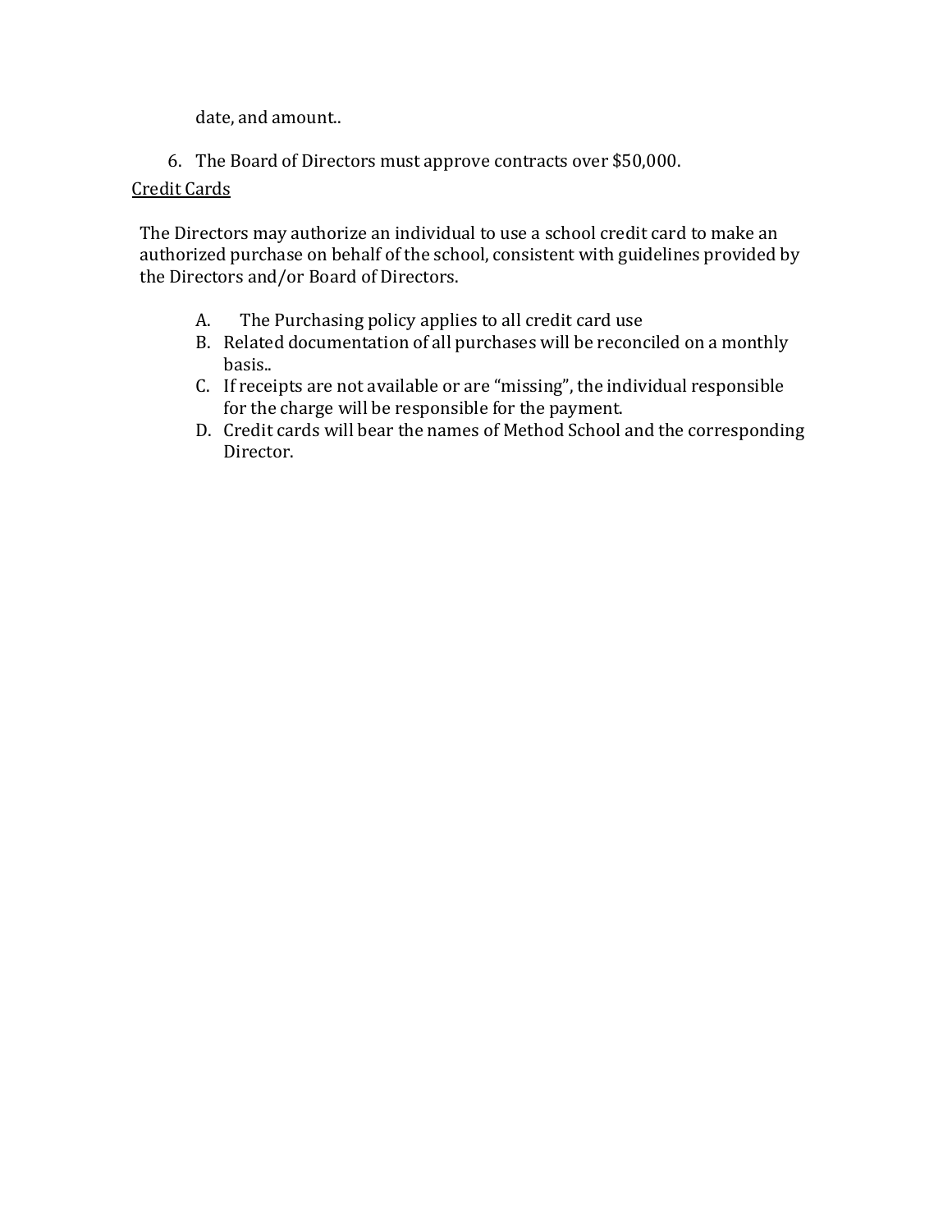date, and amount..

6. The Board of Directors must approve contracts over $50,000.

<u>Credit Cards</u>

The Directors may authorize an individual to use a school credit card to make an authorized purchase on behalf of the school, consistent with guidelines provided by the Directors and/or Board of Directors.

A. The Purchasing policy applies to all credit card use
B. Related documentation of all purchases will be reconciled on a monthly basis..
C. If receipts are not available or are "missing", the individual responsible for the charge will be responsible for the payment.
D. Credit cards will bear the names of Method School and the corresponding Director.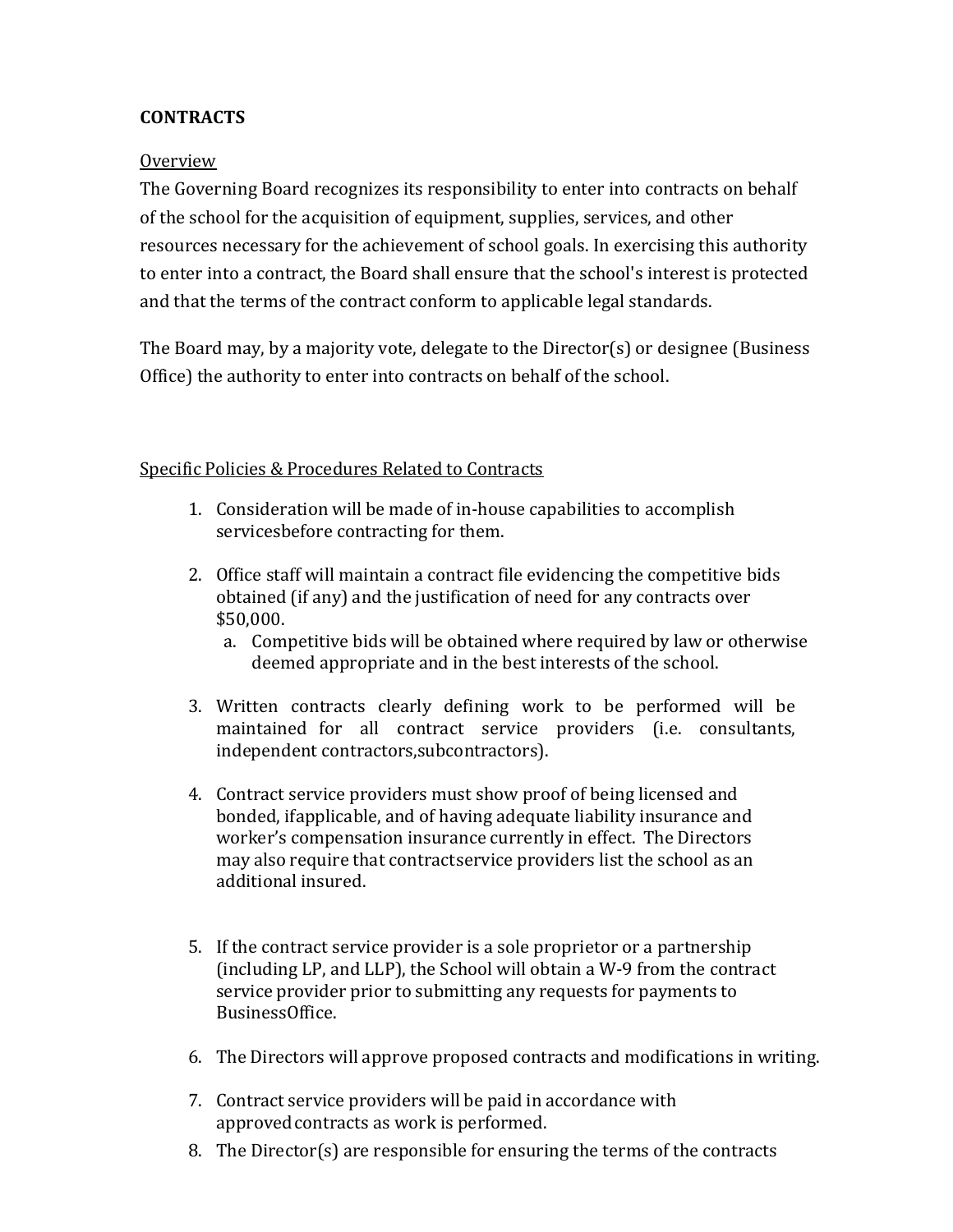**CONTRACTS**

Overview

The Governing Board recognizes its responsibility to enter into contracts on behalf of the school for the acquisition of equipment, supplies, services, and other resources necessary for the achievement of school goals. In exercising this authority to enter into a contract, the Board shall ensure that the school's interest is protected and that the terms of the contract conform to applicable legal standards.

The Board may, by a majority vote, delegate to the Director(s) or designee (Business Office) the authority to enter into contracts on behalf of the school.

Specific Policies & Procedures Related to Contracts

1. Consideration will be made of in-house capabilities to accomplish servicesbefore contracting for them.
2. Office staff will maintain a contract file evidencing the competitive bids obtained (if any) and the justification of need for any contracts over $50,000.
   a. Competitive bids will be obtained where required by law or otherwise deemed appropriate and in the best interests of the school.
3. Written contracts clearly defining work to be performed will be maintained for all contract service providers (i.e. consultants, independent contractors,subcontractors).
4. Contract service providers must show proof of being licensed and bonded, ifapplicable, and of having adequate liability insurance and worker's compensation insurance currently in effect. The Directors may also require that contractservice providers list the school as an additional insured.
5. If the contract service provider is a sole proprietor or a partnership (including LP, and LLP), the School will obtain a W-9 from the contract service provider prior to submitting any requests for payments to BusinessOffice.
6. The Directors will approve proposed contracts and modifications in writing.
7. Contract service providers will be paid in accordance with approvedcontracts as work is performed.
8. The Director(s) are responsible for ensuring the terms of the contracts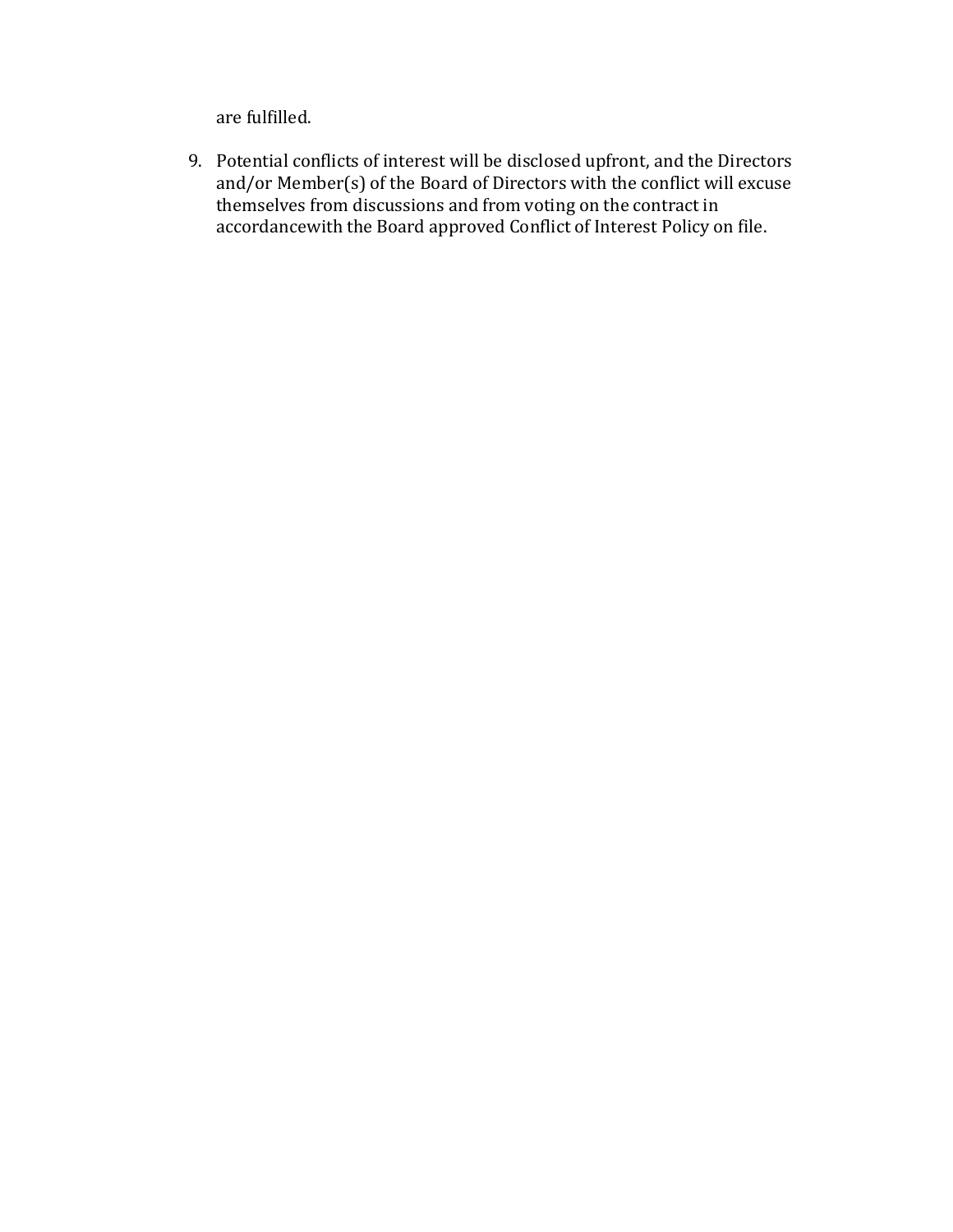are fulfilled.

9. Potential conflicts of interest will be disclosed upfront, and the Directors and/or Member(s) of the Board of Directors with the conflict will excuse themselves from discussions and from voting on the contract in accordancewith the Board approved Conflict of Interest Policy on file.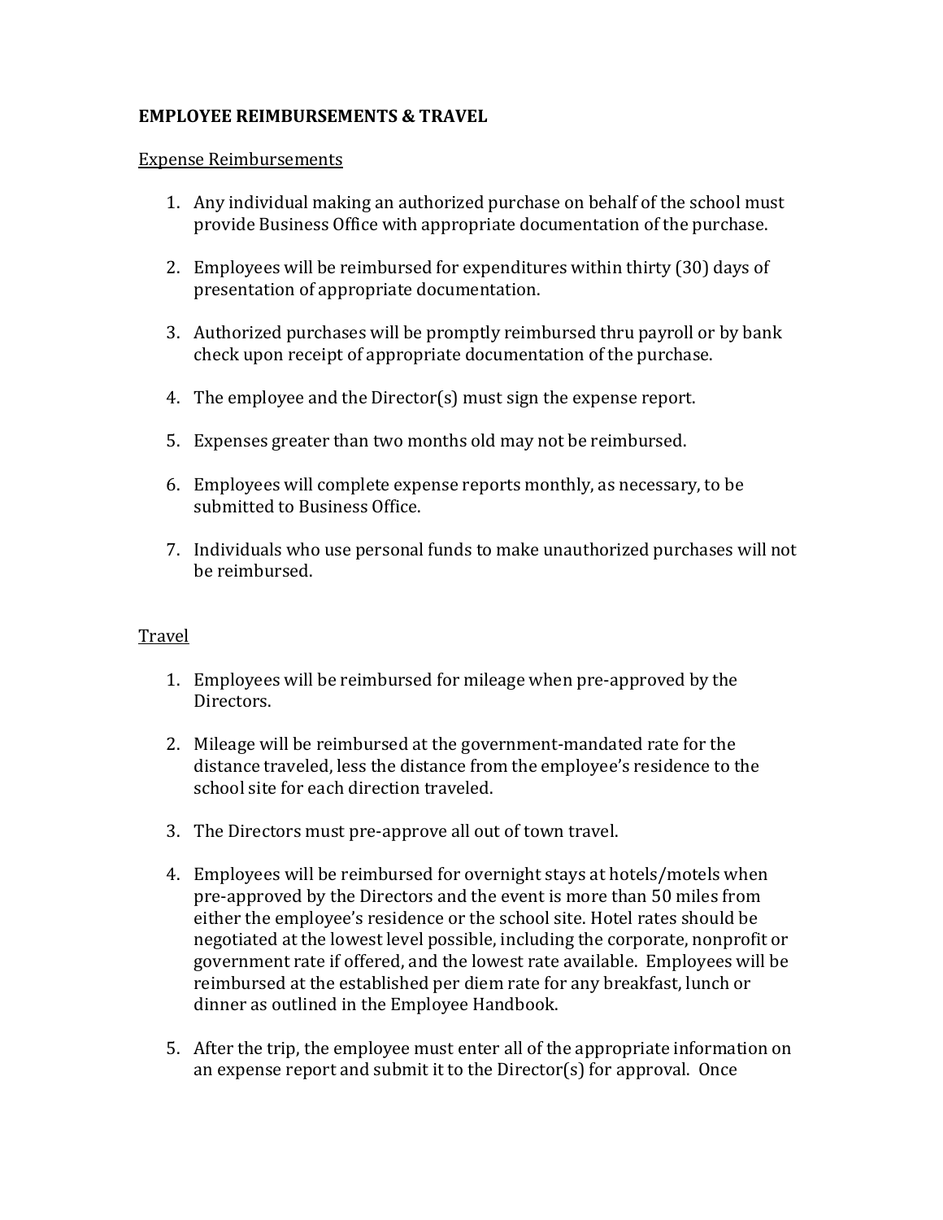**EMPLOYEE REIMBURSEMENTS & TRAVEL**

Expense Reimbursements

1. Any individual making an authorized purchase on behalf of the school must provide Business Office with appropriate documentation of the purchase.

2. Employees will be reimbursed for expenditures within thirty (30) days of presentation of appropriate documentation.

3. Authorized purchases will be promptly reimbursed thru payroll or by bank check upon receipt of appropriate documentation of the purchase.

4. The employee and the Director(s) must sign the expense report.

5. Expenses greater than two months old may not be reimbursed.

6. Employees will complete expense reports monthly, as necessary, to be submitted to Business Office.

7. Individuals who use personal funds to make unauthorized purchases will not be reimbursed.

Travel

1. Employees will be reimbursed for mileage when pre-approved by the Directors.

2. Mileage will be reimbursed at the government-mandated rate for the distance traveled, less the distance from the employee's residence to the school site for each direction traveled.

3. The Directors must pre-approve all out of town travel.

4. Employees will be reimbursed for overnight stays at hotels/motels when pre-approved by the Directors and the event is more than 50 miles from either the employee's residence or the school site. Hotel rates should be negotiated at the lowest level possible, including the corporate, nonprofit or government rate if offered, and the lowest rate available. Employees will be reimbursed at the established per diem rate for any breakfast, lunch or dinner as outlined in the Employee Handbook.

5. After the trip, the employee must enter all of the appropriate information on an expense report and submit it to the Director(s) for approval. Once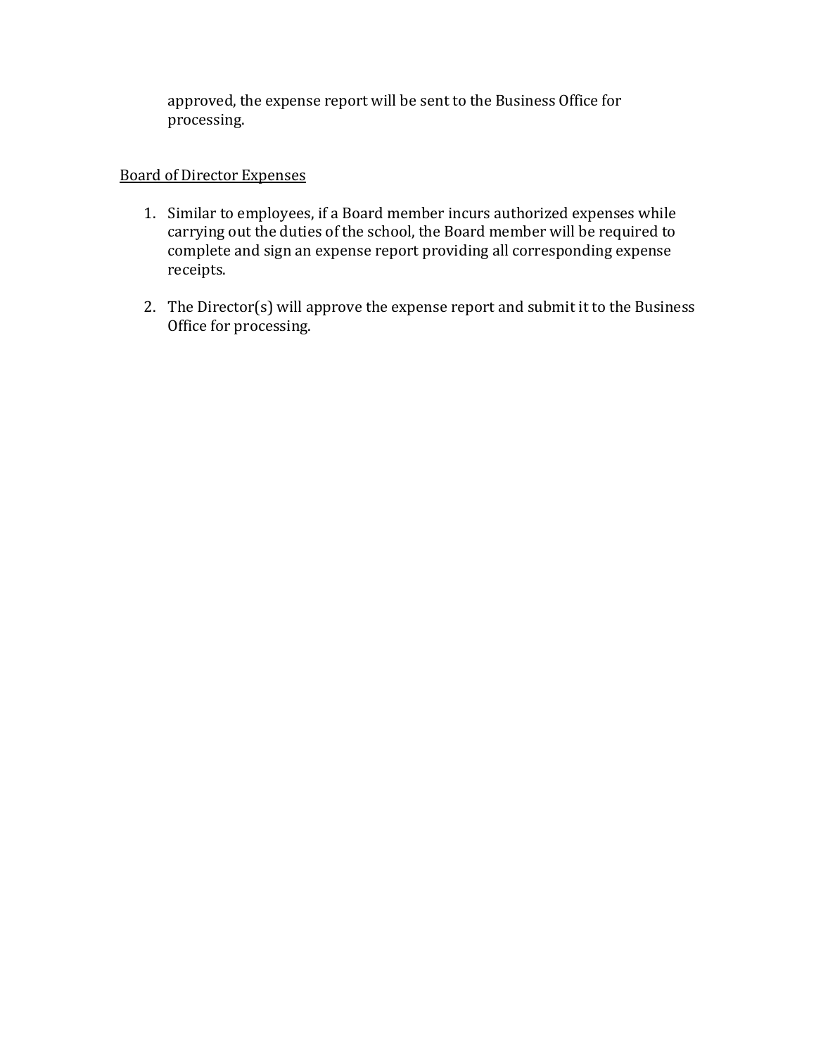approved, the expense report will be sent to the Business Office for processing.

Board of Director Expenses

1. Similar to employees, if a Board member incurs authorized expenses while carrying out the duties of the school, the Board member will be required to complete and sign an expense report providing all corresponding expense receipts.

2. The Director(s) will approve the expense report and submit it to the Business Office for processing.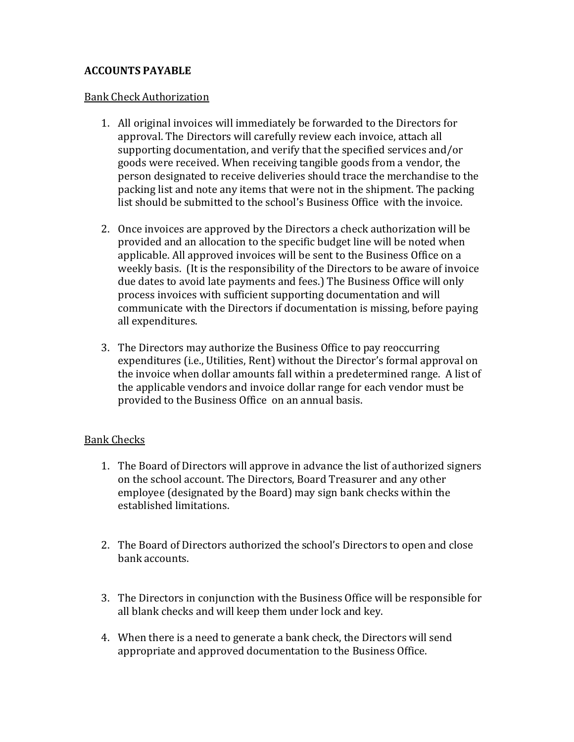**ACCOUNTS PAYABLE**

Bank Check Authorization

1. All original invoices will immediately be forwarded to the Directors for approval. The Directors will carefully review each invoice, attach all supporting documentation, and verify that the specified services and/or goods were received. When receiving tangible goods from a vendor, the person designated to receive deliveries should trace the merchandise to the packing list and note any items that were not in the shipment. The packing list should be submitted to the school's Business Office with the invoice.

2. Once invoices are approved by the Directors a check authorization will be provided and an allocation to the specific budget line will be noted when applicable. All approved invoices will be sent to the Business Office on a weekly basis. (It is the responsibility of the Directors to be aware of invoice due dates to avoid late payments and fees.) The Business Office will only process invoices with sufficient supporting documentation and will communicate with the Directors if documentation is missing, before paying all expenditures.

3. The Directors may authorize the Business Office to pay reoccurring expenditures (i.e., Utilities, Rent) without the Director's formal approval on the invoice when dollar amounts fall within a predetermined range. A list of the applicable vendors and invoice dollar range for each vendor must be provided to the Business Office on an annual basis.

Bank Checks

1. The Board of Directors will approve in advance the list of authorized signers on the school account. The Directors, Board Treasurer and any other employee (designated by the Board) may sign bank checks within the established limitations.

2. The Board of Directors authorized the school's Directors to open and close bank accounts.

3. The Directors in conjunction with the Business Office will be responsible for all blank checks and will keep them under lock and key.

4. When there is a need to generate a bank check, the Directors will send appropriate and approved documentation to the Business Office.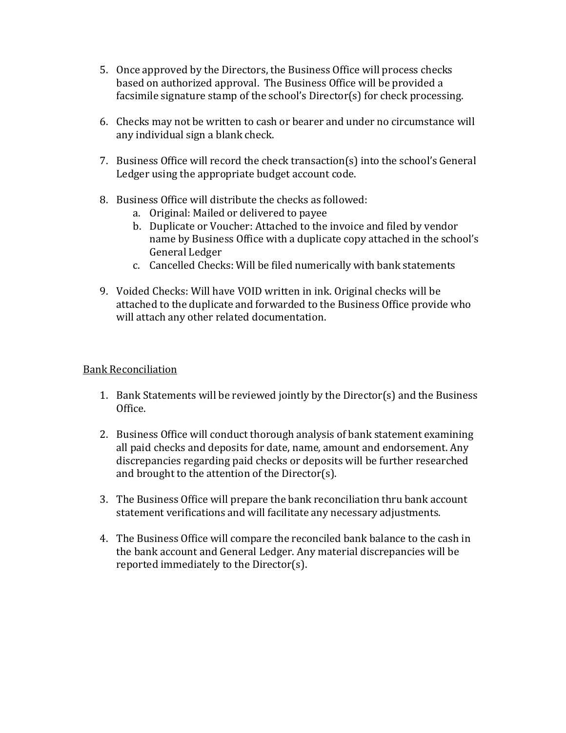5. Once approved by the Directors, the Business Office will process checks based on authorized approval. The Business Office will be provided a facsimile signature stamp of the school's Director(s) for check processing.

6. Checks may not be written to cash or bearer and under no circumstance will any individual sign a blank check.

7. Business Office will record the check transaction(s) into the school's General Ledger using the appropriate budget account code.

8. Business Office will distribute the checks as followed:
   a. Original: Mailed or delivered to payee
   b. Duplicate or Voucher: Attached to the invoice and filed by vendor name by Business Office with a duplicate copy attached in the school's General Ledger
   c. Cancelled Checks: Will be filed numerically with bank statements

9. Voided Checks: Will have VOID written in ink. Original checks will be attached to the duplicate and forwarded to the Business Office provide who will attach any other related documentation.

<u>Bank Reconciliation</u>

1. Bank Statements will be reviewed jointly by the Director(s) and the Business Office.

2. Business Office will conduct thorough analysis of bank statement examining all paid checks and deposits for date, name, amount and endorsement. Any discrepancies regarding paid checks or deposits will be further researched and brought to the attention of the Director(s).

3. The Business Office will prepare the bank reconciliation thru bank account statement verifications and will facilitate any necessary adjustments.

4. The Business Office will compare the reconciled bank balance to the cash in the bank account and General Ledger. Any material discrepancies will be reported immediately to the Director(s).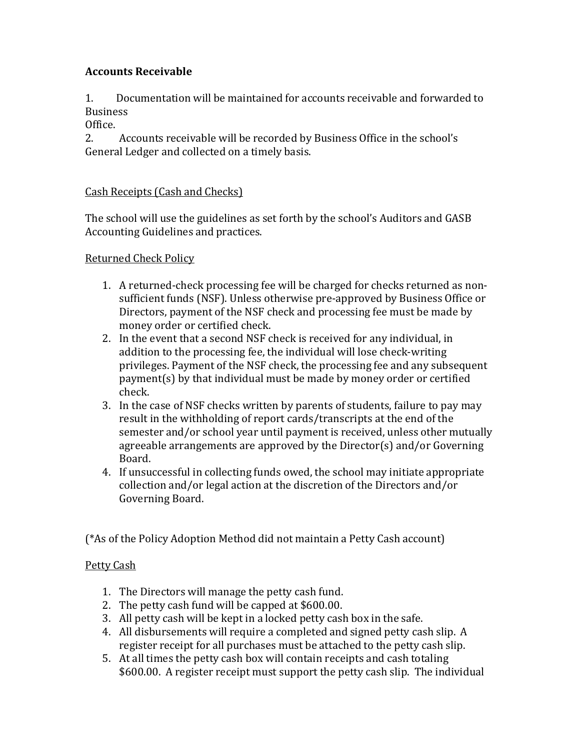**Accounts Receivable**

1. Documentation will be maintained for accounts receivable and forwarded to Business Office.
2. Accounts receivable will be recorded by Business Office in the school's General Ledger and collected on a timely basis.

<u>Cash Receipts (Cash and Checks)</u>

The school will use the guidelines as set forth by the school's Auditors and GASB Accounting Guidelines and practices.

<u>Returned Check Policy</u>

1. A returned-check processing fee will be charged for checks returned as non-sufficient funds (NSF). Unless otherwise pre-approved by Business Office or Directors, payment of the NSF check and processing fee must be made by money order or certified check.
2. In the event that a second NSF check is received for any individual, in addition to the processing fee, the individual will lose check-writing privileges. Payment of the NSF check, the processing fee and any subsequent payment(s) by that individual must be made by money order or certified check.
3. In the case of NSF checks written by parents of students, failure to pay may result in the withholding of report cards/transcripts at the end of the semester and/or school year until payment is received, unless other mutually agreeable arrangements are approved by the Director(s) and/or Governing Board.
4. If unsuccessful in collecting funds owed, the school may initiate appropriate collection and/or legal action at the discretion of the Directors and/or Governing Board.

(*As of the Policy Adoption Method did not maintain a Petty Cash account)

<u>Petty Cash</u>

1. The Directors will manage the petty cash fund.
2. The petty cash fund will be capped at $600.00.
3. All petty cash will be kept in a locked petty cash box in the safe.
4. All disbursements will require a completed and signed petty cash slip. A register receipt for all purchases must be attached to the petty cash slip.
5. At all times the petty cash box will contain receipts and cash totaling $600.00. A register receipt must support the petty cash slip. The individual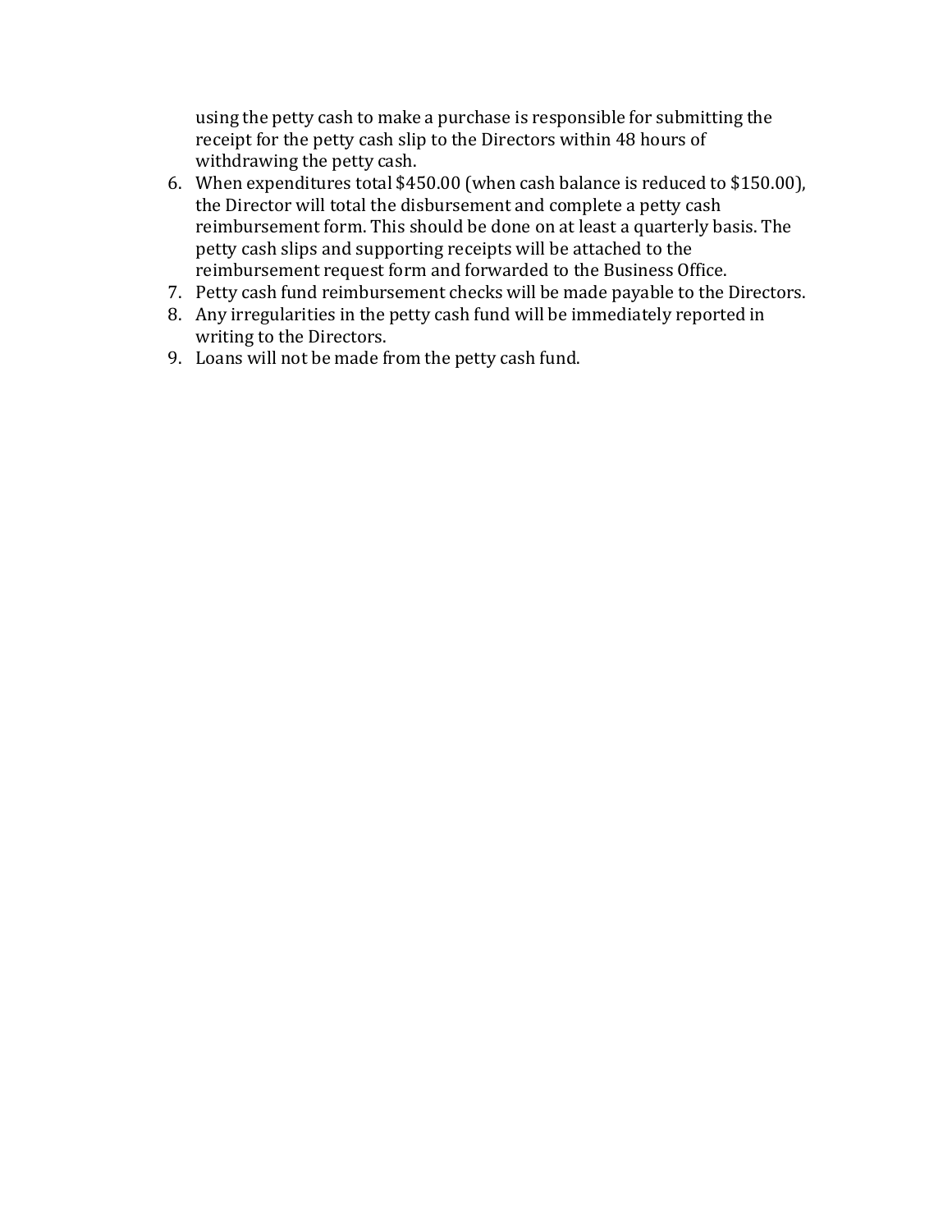using the petty cash to make a purchase is responsible for submitting the receipt for the petty cash slip to the Directors within 48 hours of withdrawing the petty cash.

6. When expenditures total $450.00 (when cash balance is reduced to $150.00), the Director will total the disbursement and complete a petty cash reimbursement form. This should be done on at least a quarterly basis. The petty cash slips and supporting receipts will be attached to the reimbursement request form and forwarded to the Business Office.
7. Petty cash fund reimbursement checks will be made payable to the Directors.
8. Any irregularities in the petty cash fund will be immediately reported in writing to the Directors.
9. Loans will not be made from the petty cash fund.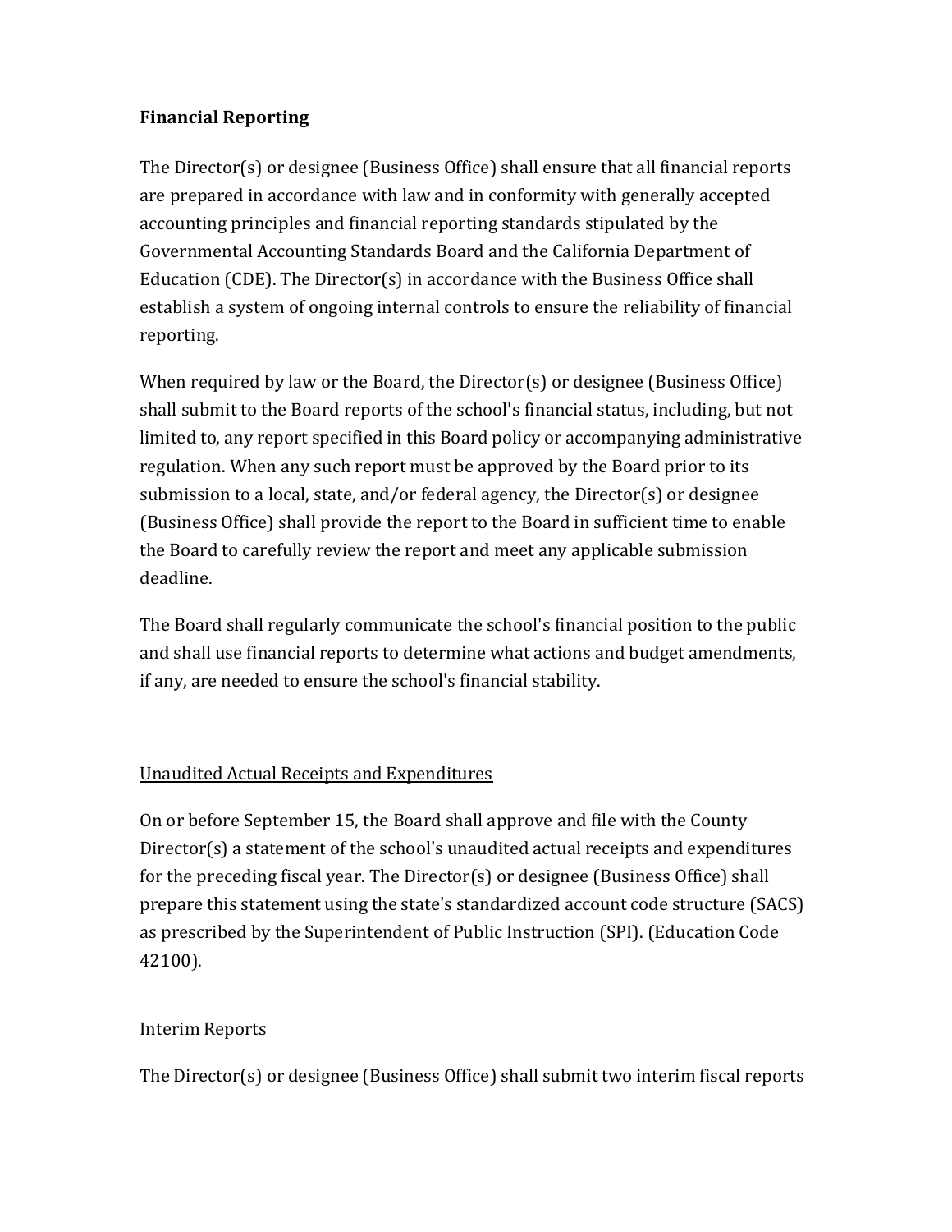**Financial Reporting**

The Director(s) or designee (Business Office) shall ensure that all financial reports are prepared in accordance with law and in conformity with generally accepted accounting principles and financial reporting standards stipulated by the Governmental Accounting Standards Board and the California Department of Education (CDE). The Director(s) in accordance with the Business Office shall establish a system of ongoing internal controls to ensure the reliability of financial reporting.

When required by law or the Board, the Director(s) or designee (Business Office) shall submit to the Board reports of the school's financial status, including, but not limited to, any report specified in this Board policy or accompanying administrative regulation. When any such report must be approved by the Board prior to its submission to a local, state, and/or federal agency, the Director(s) or designee (Business Office) shall provide the report to the Board in sufficient time to enable the Board to carefully review the report and meet any applicable submission deadline.

The Board shall regularly communicate the school's financial position to the public and shall use financial reports to determine what actions and budget amendments, if any, are needed to ensure the school's financial stability.

Unaudited Actual Receipts and Expenditures

On or before September 15, the Board shall approve and file with the County Director(s) a statement of the school's unaudited actual receipts and expenditures for the preceding fiscal year. The Director(s) or designee (Business Office) shall prepare this statement using the state's standardized account code structure (SACS) as prescribed by the Superintendent of Public Instruction (SPI). (Education Code 42100).

Interim Reports

The Director(s) or designee (Business Office) shall submit two interim fiscal reports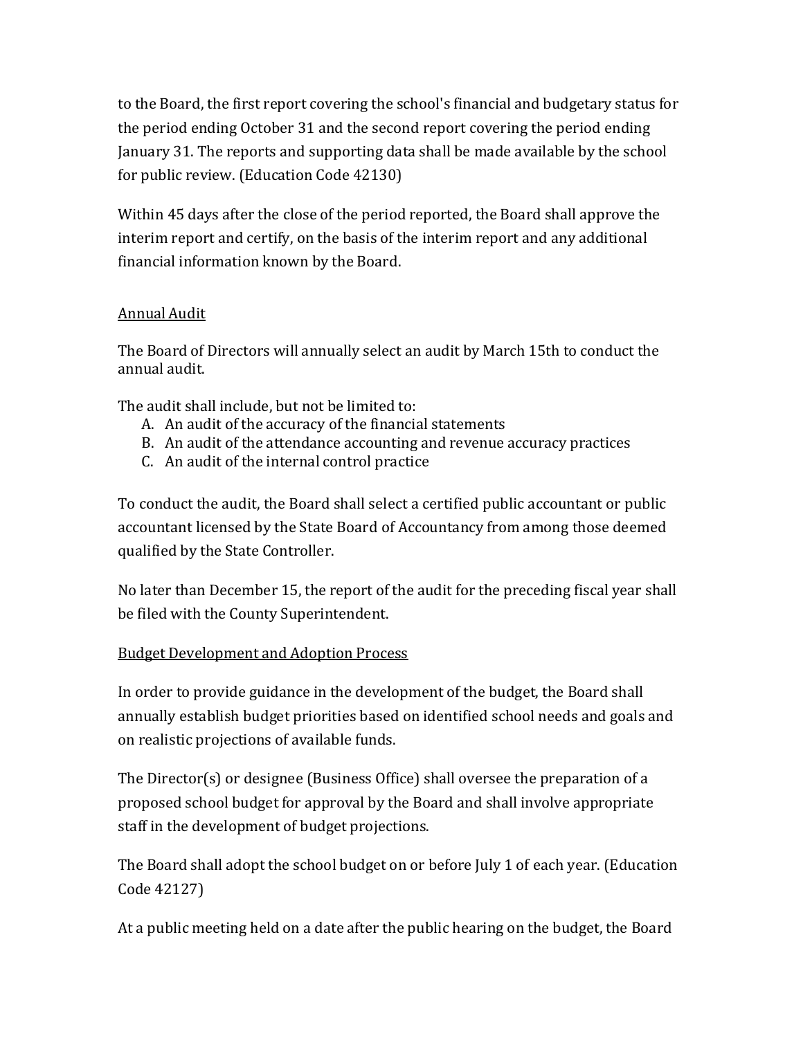to the Board, the first report covering the school's financial and budgetary status for the period ending October 31 and the second report covering the period ending January 31. The reports and supporting data shall be made available by the school for public review. (Education Code 42130)

Within 45 days after the close of the period reported, the Board shall approve the interim report and certify, on the basis of the interim report and any additional financial information known by the Board.

<u>Annual Audit</u>

The Board of Directors will annually select an audit by March 15th to conduct the annual audit.

The audit shall include, but not be limited to:

A. An audit of the accuracy of the financial statements
B. An audit of the attendance accounting and revenue accuracy practices
C. An audit of the internal control practice

To conduct the audit, the Board shall select a certified public accountant or public accountant licensed by the State Board of Accountancy from among those deemed qualified by the State Controller.

No later than December 15, the report of the audit for the preceding fiscal year shall be filed with the County Superintendent.

<u>Budget Development and Adoption Process</u>

In order to provide guidance in the development of the budget, the Board shall annually establish budget priorities based on identified school needs and goals and on realistic projections of available funds.

The Director(s) or designee (Business Office) shall oversee the preparation of a proposed school budget for approval by the Board and shall involve appropriate staff in the development of budget projections.

The Board shall adopt the school budget on or before July 1 of each year. (Education Code 42127)

At a public meeting held on a date after the public hearing on the budget, the Board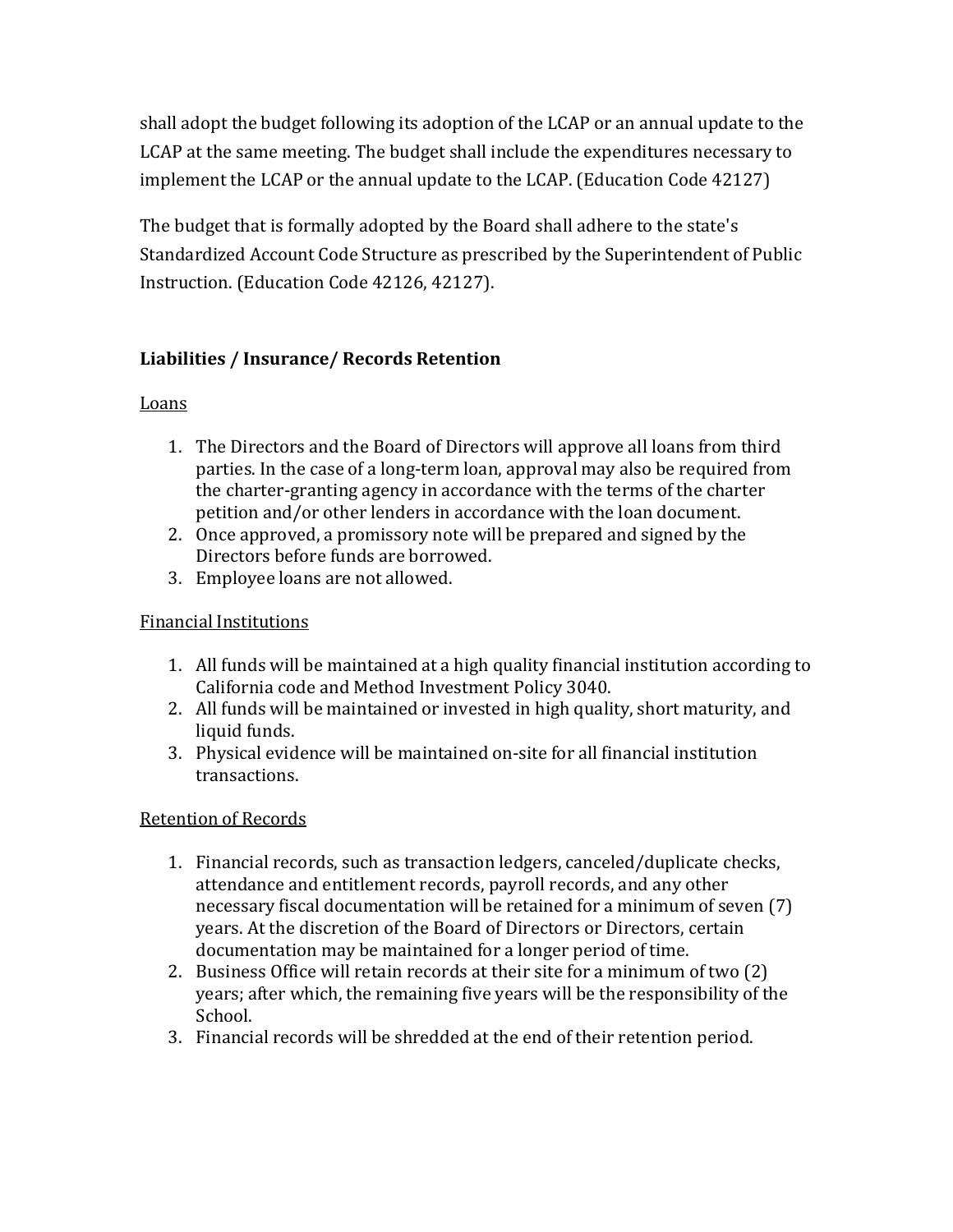shall adopt the budget following its adoption of the LCAP or an annual update to the LCAP at the same meeting. The budget shall include the expenditures necessary to implement the LCAP or the annual update to the LCAP. (Education Code 42127)

The budget that is formally adopted by the Board shall adhere to the state's Standardized Account Code Structure as prescribed by the Superintendent of Public Instruction. (Education Code 42126, 42127).

## Liabilities / Insurance/ Records Retention

<u>Loans</u>

1. The Directors and the Board of Directors will approve all loans from third parties. In the case of a long-term loan, approval may also be required from the charter-granting agency in accordance with the terms of the charter petition and/or other lenders in accordance with the loan document.
2. Once approved, a promissory note will be prepared and signed by the Directors before funds are borrowed.
3. Employee loans are not allowed.

<u>Financial Institutions</u>

1. All funds will be maintained at a high quality financial institution according to California code and Method Investment Policy 3040.
2. All funds will be maintained or invested in high quality, short maturity, and liquid funds.
3. Physical evidence will be maintained on-site for all financial institution transactions.

<u>Retention of Records</u>

1. Financial records, such as transaction ledgers, canceled/duplicate checks, attendance and entitlement records, payroll records, and any other necessary fiscal documentation will be retained for a minimum of seven (7) years. At the discretion of the Board of Directors or Directors, certain documentation may be maintained for a longer period of time.
2. Business Office will retain records at their site for a minimum of two (2) years; after which, the remaining five years will be the responsibility of the School.
3. Financial records will be shredded at the end of their retention period.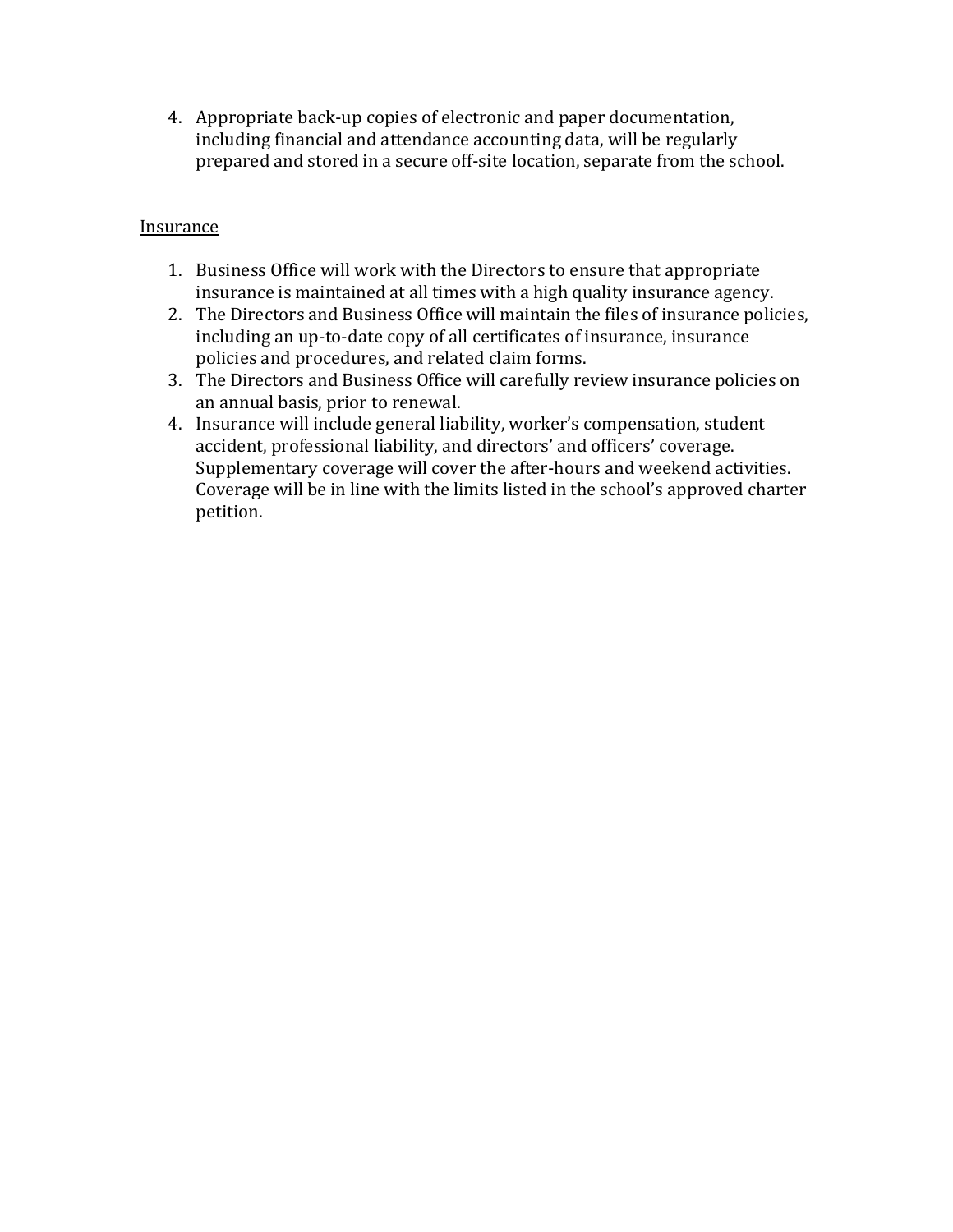4. Appropriate back-up copies of electronic and paper documentation, including financial and attendance accounting data, will be regularly prepared and stored in a secure off-site location, separate from the school.

<u>Insurance</u>

1. Business Office will work with the Directors to ensure that appropriate insurance is maintained at all times with a high quality insurance agency.
2. The Directors and Business Office will maintain the files of insurance policies, including an up-to-date copy of all certificates of insurance, insurance policies and procedures, and related claim forms.
3. The Directors and Business Office will carefully review insurance policies on an annual basis, prior to renewal.
4. Insurance will include general liability, worker's compensation, student accident, professional liability, and directors' and officers' coverage. Supplementary coverage will cover the after-hours and weekend activities. Coverage will be in line with the limits listed in the school's approved charter petition.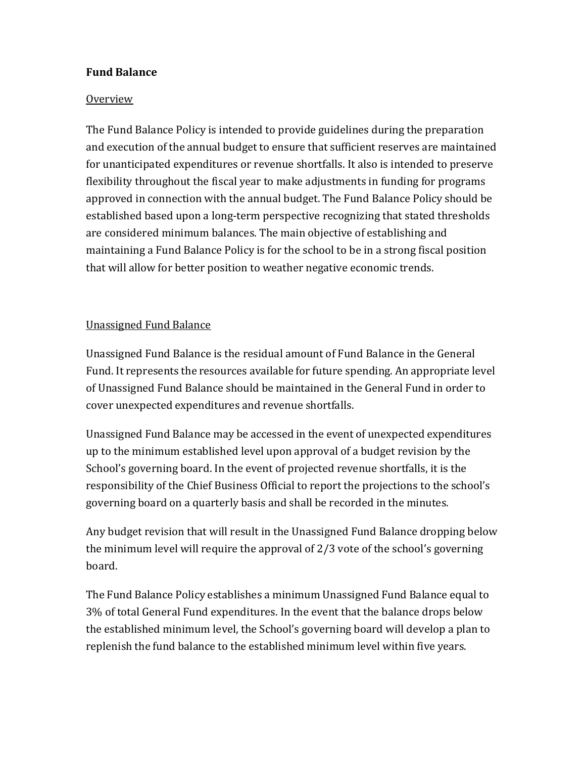**Fund Balance**

Overview

The Fund Balance Policy is intended to provide guidelines during the preparation and execution of the annual budget to ensure that sufficient reserves are maintained for unanticipated expenditures or revenue shortfalls. It also is intended to preserve flexibility throughout the fiscal year to make adjustments in funding for programs approved in connection with the annual budget. The Fund Balance Policy should be established based upon a long-term perspective recognizing that stated thresholds are considered minimum balances. The main objective of establishing and maintaining a Fund Balance Policy is for the school to be in a strong fiscal position that will allow for better position to weather negative economic trends.

Unassigned Fund Balance

Unassigned Fund Balance is the residual amount of Fund Balance in the General Fund. It represents the resources available for future spending. An appropriate level of Unassigned Fund Balance should be maintained in the General Fund in order to cover unexpected expenditures and revenue shortfalls.

Unassigned Fund Balance may be accessed in the event of unexpected expenditures up to the minimum established level upon approval of a budget revision by the School's governing board. In the event of projected revenue shortfalls, it is the responsibility of the Chief Business Official to report the projections to the school's governing board on a quarterly basis and shall be recorded in the minutes.

Any budget revision that will result in the Unassigned Fund Balance dropping below the minimum level will require the approval of 2/3 vote of the school's governing board.

The Fund Balance Policy establishes a minimum Unassigned Fund Balance equal to 3% of total General Fund expenditures. In the event that the balance drops below the established minimum level, the School's governing board will develop a plan to replenish the fund balance to the established minimum level within five years.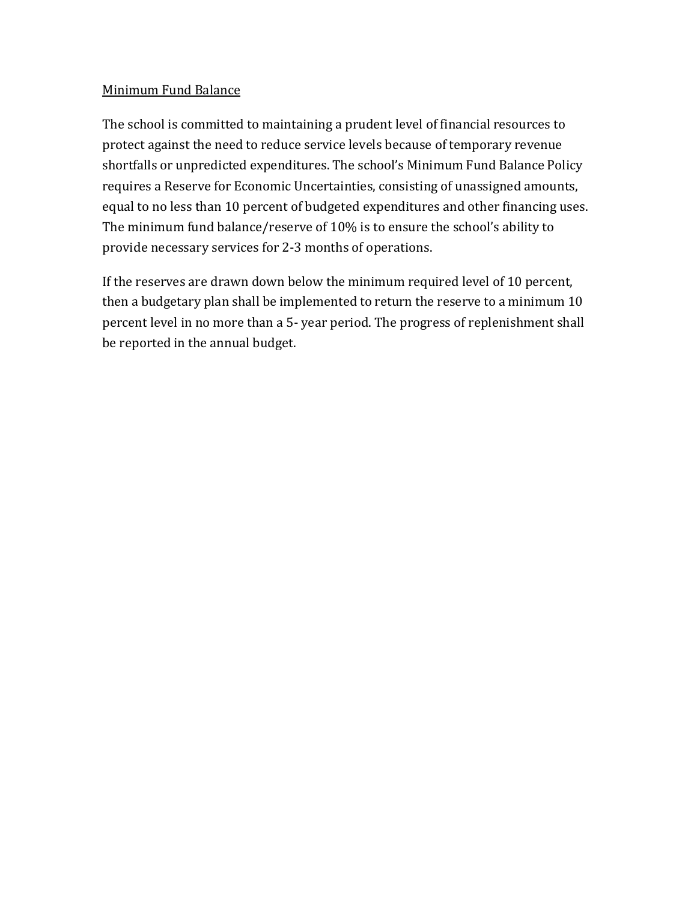## Minimum Fund Balance

The school is committed to maintaining a prudent level of financial resources to protect against the need to reduce service levels because of temporary revenue shortfalls or unpredicted expenditures. The school's Minimum Fund Balance Policy requires a Reserve for Economic Uncertainties, consisting of unassigned amounts, equal to no less than 10 percent of budgeted expenditures and other financing uses. The minimum fund balance/reserve of 10% is to ensure the school's ability to provide necessary services for 2-3 months of operations.

If the reserves are drawn down below the minimum required level of 10 percent, then a budgetary plan shall be implemented to return the reserve to a minimum 10 percent level in no more than a 5- year period. The progress of replenishment shall be reported in the annual budget.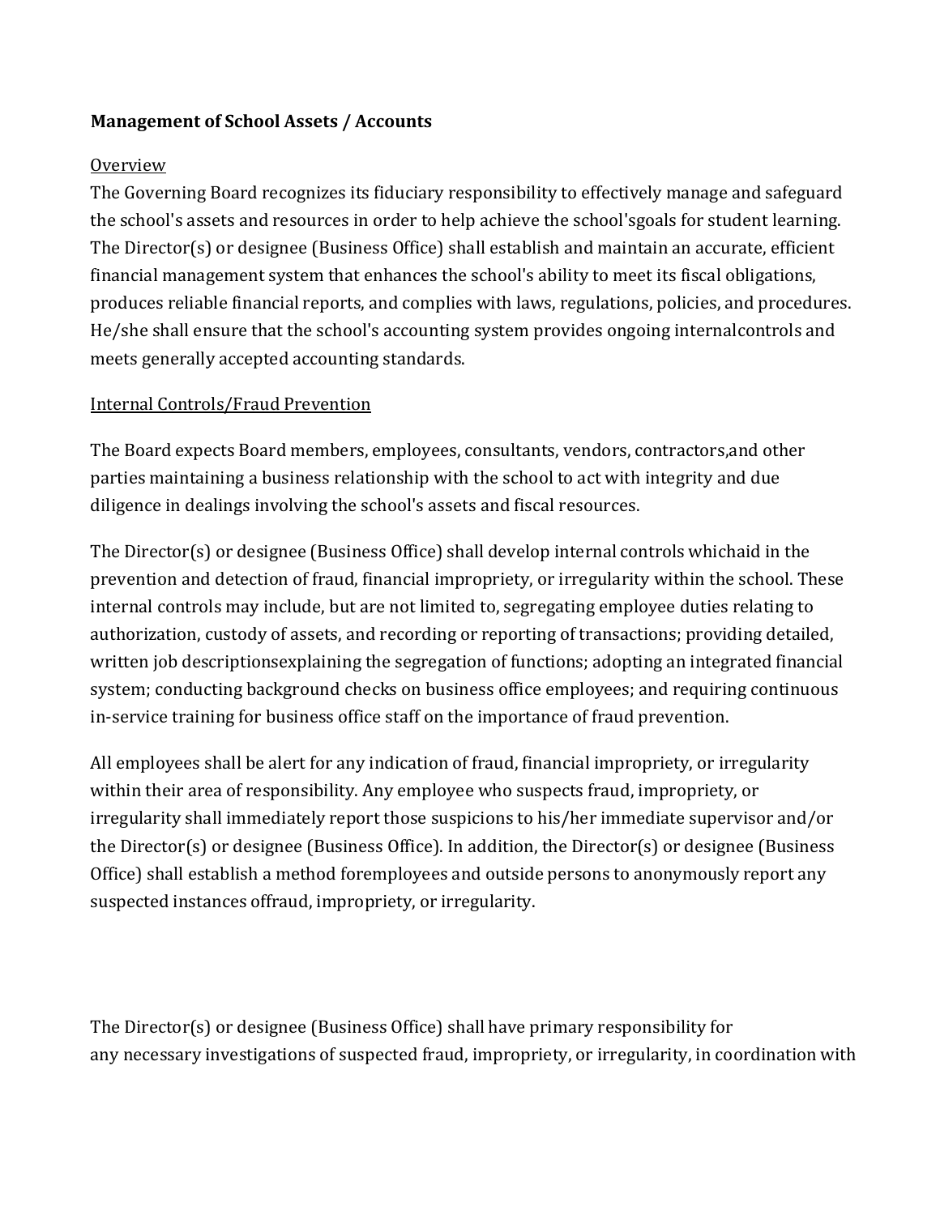**Management of School Assets / Accounts**

Overview

The Governing Board recognizes its fiduciary responsibility to effectively manage and safeguard the school's assets and resources in order to help achieve the school'sgoals for student learning. The Director(s) or designee (Business Office) shall establish and maintain an accurate, efficient financial management system that enhances the school's ability to meet its fiscal obligations, produces reliable financial reports, and complies with laws, regulations, policies, and procedures. He/she shall ensure that the school's accounting system provides ongoing internalcontrols and meets generally accepted accounting standards.

Internal Controls/Fraud Prevention

The Board expects Board members, employees, consultants, vendors, contractors,and other parties maintaining a business relationship with the school to act with integrity and due diligence in dealings involving the school's assets and fiscal resources.

The Director(s) or designee (Business Office) shall develop internal controls whichaid in the prevention and detection of fraud, financial impropriety, or irregularity within the school. These internal controls may include, but are not limited to, segregating employee duties relating to authorization, custody of assets, and recording or reporting of transactions; providing detailed, written job descriptionsexplaining the segregation of functions; adopting an integrated financial system; conducting background checks on business office employees; and requiring continuous in-service training for business office staff on the importance of fraud prevention.

All employees shall be alert for any indication of fraud, financial impropriety, or irregularity within their area of responsibility. Any employee who suspects fraud, impropriety, or irregularity shall immediately report those suspicions to his/her immediate supervisor and/or the Director(s) or designee (Business Office). In addition, the Director(s) or designee (Business Office) shall establish a method foremployees and outside persons to anonymously report any suspected instances offraud, impropriety, or irregularity.

The Director(s) or designee (Business Office) shall have primary responsibility for any necessary investigations of suspected fraud, impropriety, or irregularity, in coordination with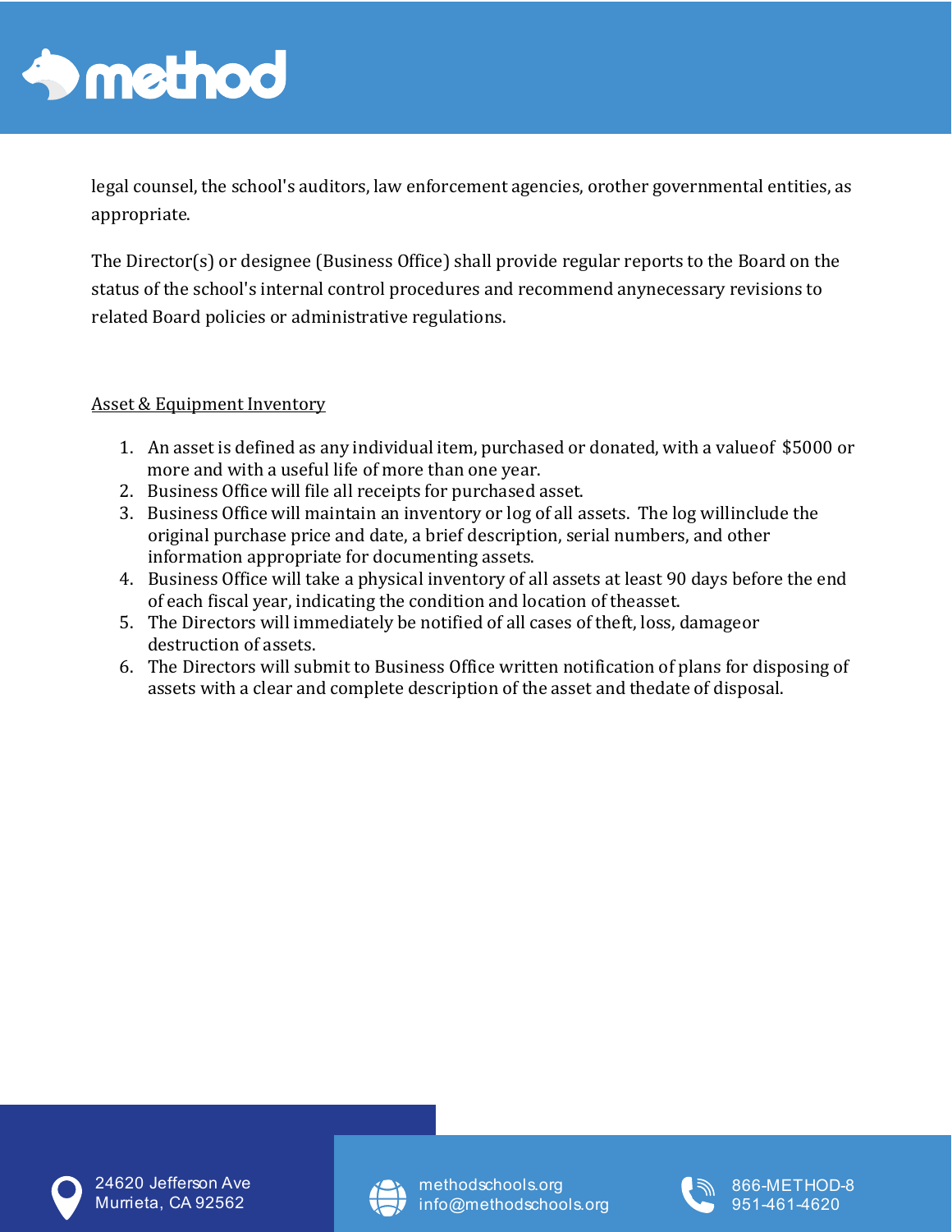legal counsel, the school's auditors, law enforcement agencies, orother governmental entities, as appropriate.

The Director(s) or designee (Business Office) shall provide regular reports to the Board on the status of the school's internal control procedures and recommend anynecessary revisions to related Board policies or administrative regulations.

Asset & Equipment Inventory

1. An asset is defined as any individual item, purchased or donated, with a valueof $5000 or more and with a useful life of more than one year.
2. Business Office will file all receipts for purchased asset.
3. Business Office will maintain an inventory or log of all assets. The log willinclude the original purchase price and date, a brief description, serial numbers, and other information appropriate for documenting assets.
4. Business Office will take a physical inventory of all assets at least 90 days before the end of each fiscal year, indicating the condition and location of theasset.
5. The Directors will immediately be notified of all cases of theft, loss, damageor destruction of assets.
6. The Directors will submit to Business Office written notification of plans for disposing of assets with a clear and complete description of the asset and thedate of disposal.